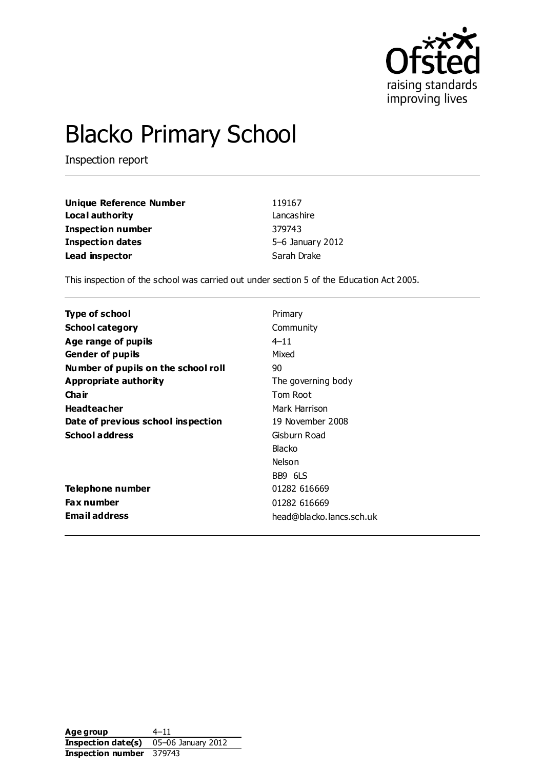# Blacko Primary School

Inspection report

| | |
|---|---|
| **Unique Reference Number** | 119167 |
| **Local authority** | Lancashire |
| **Inspection number** | 379743 |
| **Inspection dates** | 5–6 January 2012 |
| **Lead inspector** | Sarah Drake |

This inspection of the school was carried out under section 5 of the Education Act 2005.

| | |
|---|---|
| **Type of school** | Primary |
| **School category** | Community |
| **Age range of pupils** | 4–11 |
| **Gender of pupils** | Mixed |
| **Number of pupils on the school roll** | 90 |
| **Appropriate authority** | The governing body |
| **Chair** | Tom Root |
| **Headteacher** | Mark Harrison |
| **Date of previous school inspection** | 19 November 2008 |
| **School address** | Gisburn Road<br>Blacko<br>Nelson<br>BB9 6LS |
| **Telephone number** | 01282 616669 |
| **Fax number** | 01282 616669 |
| **Email address** | head@blacko.lancs.sch.uk |

| | |
|---|---|
| **Age group** | 4–11 |
| **Inspection date(s)** | 05–06 January 2012 |
| **Inspection number** | 379743 |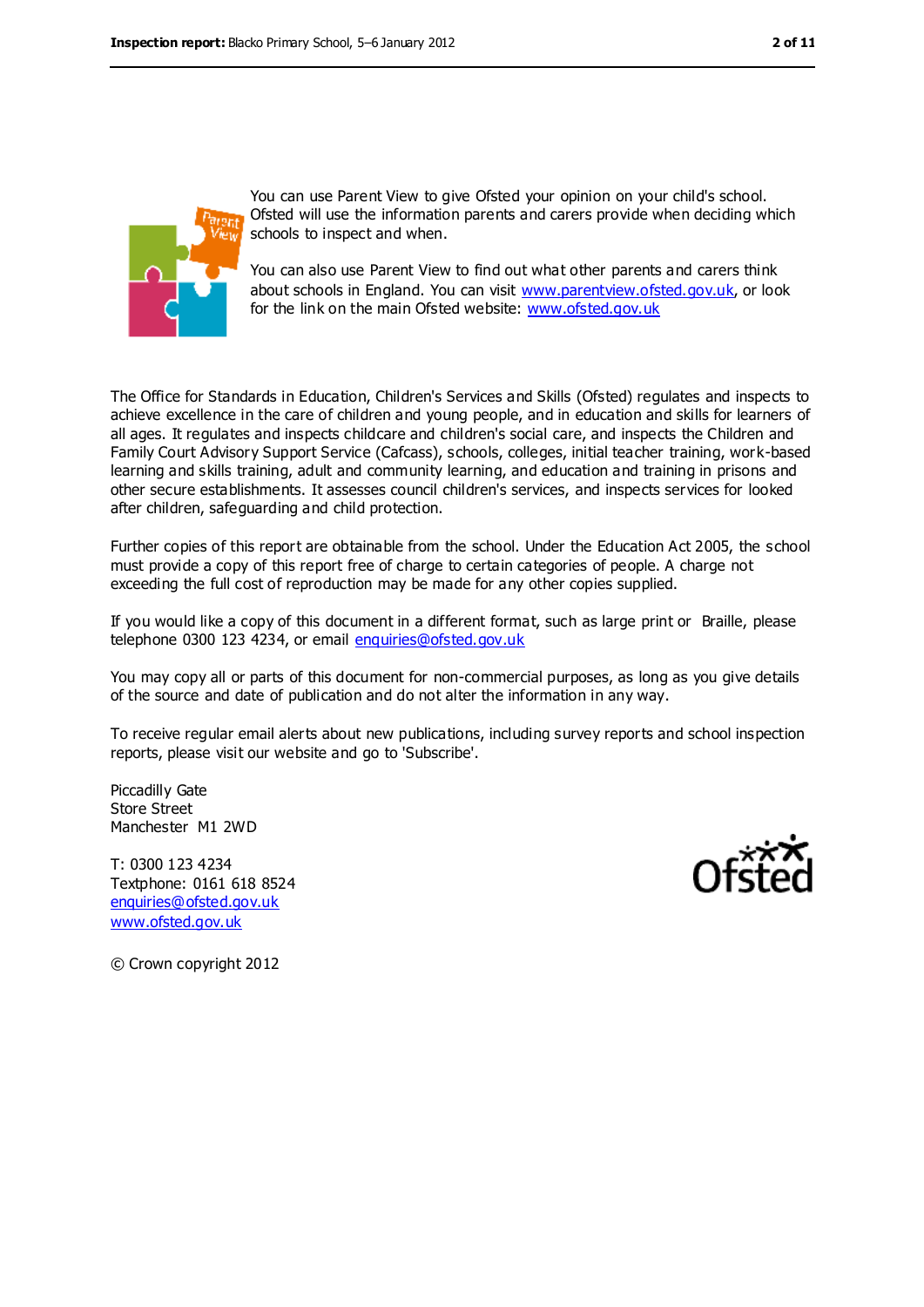You can use Parent View to give Ofsted your opinion on your child's school. Ofsted will use the information parents and carers provide when deciding which schools to inspect and when.

You can also use Parent View to find out what other parents and carers think about schools in England. You can visit www.parentview.ofsted.gov.uk, or look for the link on the main Ofsted website: www.ofsted.gov.uk

The Office for Standards in Education, Children's Services and Skills (Ofsted) regulates and inspects to achieve excellence in the care of children and young people, and in education and skills for learners of all ages. It regulates and inspects childcare and children's social care, and inspects the Children and Family Court Advisory Support Service (Cafcass), schools, colleges, initial teacher training, work-based learning and skills training, adult and community learning, and education and training in prisons and other secure establishments. It assesses council children's services, and inspects services for looked after children, safeguarding and child protection.

Further copies of this report are obtainable from the school. Under the Education Act 2005, the school must provide a copy of this report free of charge to certain categories of people. A charge not exceeding the full cost of reproduction may be made for any other copies supplied.

If you would like a copy of this document in a different format, such as large print or Braille, please telephone 0300 123 4234, or email enquiries@ofsted.gov.uk

You may copy all or parts of this document for non-commercial purposes, as long as you give details of the source and date of publication and do not alter the information in any way.

To receive regular email alerts about new publications, including survey reports and school inspection reports, please visit our website and go to 'Subscribe'.

Piccadilly Gate
Store Street
Manchester M1 2WD

T: 0300 123 4234
Textphone: 0161 618 8524
enquiries@ofsted.gov.uk
www.ofsted.gov.uk

© Crown copyright 2012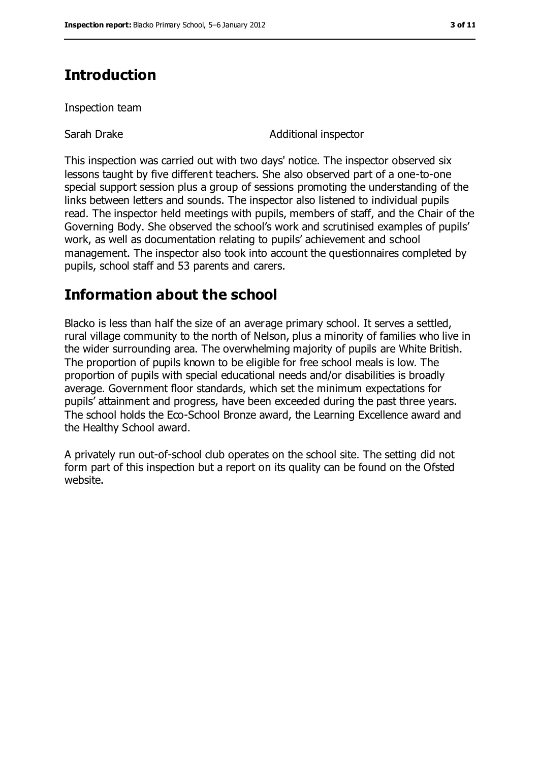## Introduction

Inspection team

| | |
|---|---|
| Sarah Drake | Additional inspector |

This inspection was carried out with two days' notice. The inspector observed six lessons taught by five different teachers. She also observed part of a one-to-one special support session plus a group of sessions promoting the understanding of the links between letters and sounds. The inspector also listened to individual pupils read. The inspector held meetings with pupils, members of staff, and the Chair of the Governing Body. She observed the school's work and scrutinised examples of pupils' work, as well as documentation relating to pupils' achievement and school management. The inspector also took into account the questionnaires completed by pupils, school staff and 53 parents and carers.

## Information about the school

Blacko is less than half the size of an average primary school. It serves a settled, rural village community to the north of Nelson, plus a minority of families who live in the wider surrounding area. The overwhelming majority of pupils are White British. The proportion of pupils known to be eligible for free school meals is low. The proportion of pupils with special educational needs and/or disabilities is broadly average. Government floor standards, which set the minimum expectations for pupils' attainment and progress, have been exceeded during the past three years. The school holds the Eco-School Bronze award, the Learning Excellence award and the Healthy School award.

A privately run out-of-school club operates on the school site. The setting did not form part of this inspection but a report on its quality can be found on the Ofsted website.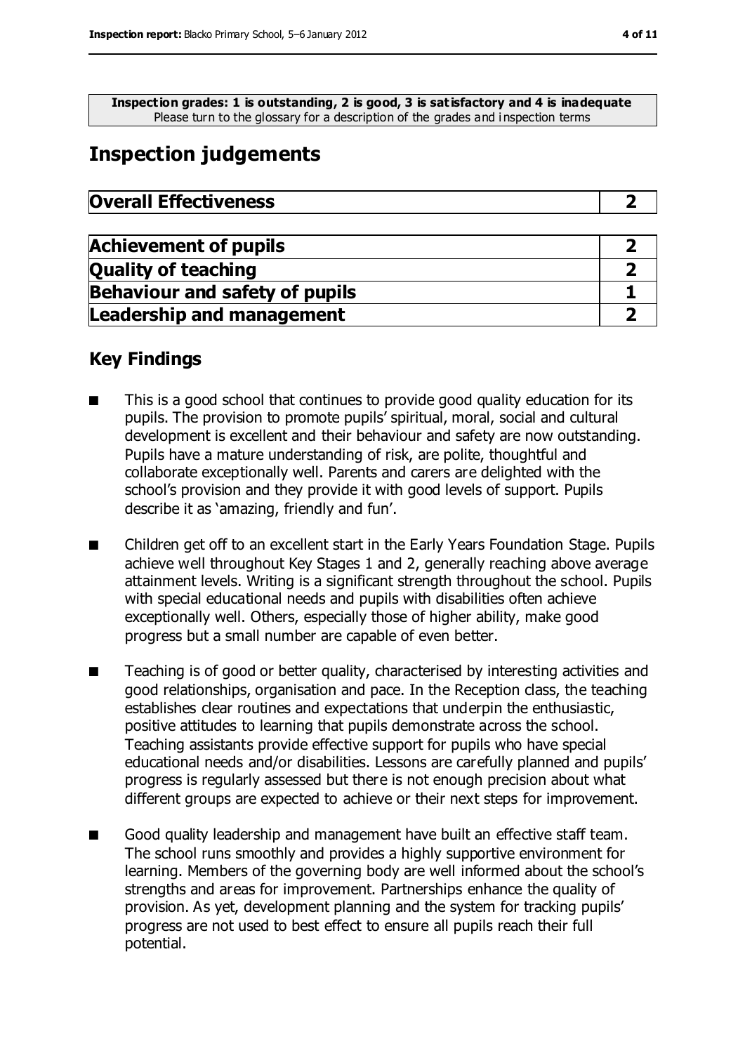**Inspection grades: 1 is outstanding, 2 is good, 3 is satisfactory and 4 is inadequate**
Please turn to the glossary for a description of the grades and inspection terms

# Inspection judgements

| **Overall Effectiveness** | **2** |
|---|---|

| **Achievement of pupils** | **2** |
|---|---|
| **Quality of teaching** | **2** |
| **Behaviour and safety of pupils** | **1** |
| **Leadership and management** | **2** |

## Key Findings

- This is a good school that continues to provide good quality education for its pupils. The provision to promote pupils' spiritual, moral, social and cultural development is excellent and their behaviour and safety are now outstanding. Pupils have a mature understanding of risk, are polite, thoughtful and collaborate exceptionally well. Parents and carers are delighted with the school's provision and they provide it with good levels of support. Pupils describe it as 'amazing, friendly and fun'.

- Children get off to an excellent start in the Early Years Foundation Stage. Pupils achieve well throughout Key Stages 1 and 2, generally reaching above average attainment levels. Writing is a significant strength throughout the school. Pupils with special educational needs and pupils with disabilities often achieve exceptionally well. Others, especially those of higher ability, make good progress but a small number are capable of even better.

- Teaching is of good or better quality, characterised by interesting activities and good relationships, organisation and pace. In the Reception class, the teaching establishes clear routines and expectations that underpin the enthusiastic, positive attitudes to learning that pupils demonstrate across the school. Teaching assistants provide effective support for pupils who have special educational needs and/or disabilities. Lessons are carefully planned and pupils' progress is regularly assessed but there is not enough precision about what different groups are expected to achieve or their next steps for improvement.

- Good quality leadership and management have built an effective staff team. The school runs smoothly and provides a highly supportive environment for learning. Members of the governing body are well informed about the school's strengths and areas for improvement. Partnerships enhance the quality of provision. As yet, development planning and the system for tracking pupils' progress are not used to best effect to ensure all pupils reach their full potential.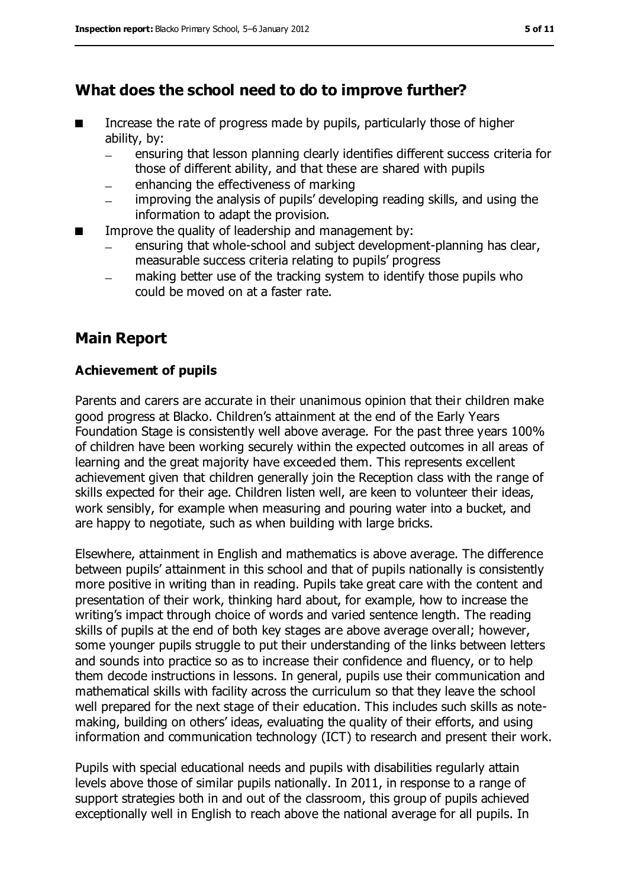## What does the school need to do to improve further?

- Increase the rate of progress made by pupils, particularly those of higher ability, by:
  - ensuring that lesson planning clearly identifies different success criteria for those of different ability, and that these are shared with pupils
  - enhancing the effectiveness of marking
  - improving the analysis of pupils' developing reading skills, and using the information to adapt the provision.
- Improve the quality of leadership and management by:
  - ensuring that whole-school and subject development-planning has clear, measurable success criteria relating to pupils' progress
  - making better use of the tracking system to identify those pupils who could be moved on at a faster rate.

## Main Report

### Achievement of pupils

Parents and carers are accurate in their unanimous opinion that their children make good progress at Blacko. Children's attainment at the end of the Early Years Foundation Stage is consistently well above average. For the past three years 100% of children have been working securely within the expected outcomes in all areas of learning and the great majority have exceeded them. This represents excellent achievement given that children generally join the Reception class with the range of skills expected for their age. Children listen well, are keen to volunteer their ideas, work sensibly, for example when measuring and pouring water into a bucket, and are happy to negotiate, such as when building with large bricks.

Elsewhere, attainment in English and mathematics is above average. The difference between pupils' attainment in this school and that of pupils nationally is consistently more positive in writing than in reading. Pupils take great care with the content and presentation of their work, thinking hard about, for example, how to increase the writing's impact through choice of words and varied sentence length. The reading skills of pupils at the end of both key stages are above average overall; however, some younger pupils struggle to put their understanding of the links between letters and sounds into practice so as to increase their confidence and fluency, or to help them decode instructions in lessons. In general, pupils use their communication and mathematical skills with facility across the curriculum so that they leave the school well prepared for the next stage of their education. This includes such skills as note-making, building on others' ideas, evaluating the quality of their efforts, and using information and communication technology (ICT) to research and present their work.

Pupils with special educational needs and pupils with disabilities regularly attain levels above those of similar pupils nationally. In 2011, in response to a range of support strategies both in and out of the classroom, this group of pupils achieved exceptionally well in English to reach above the national average for all pupils. In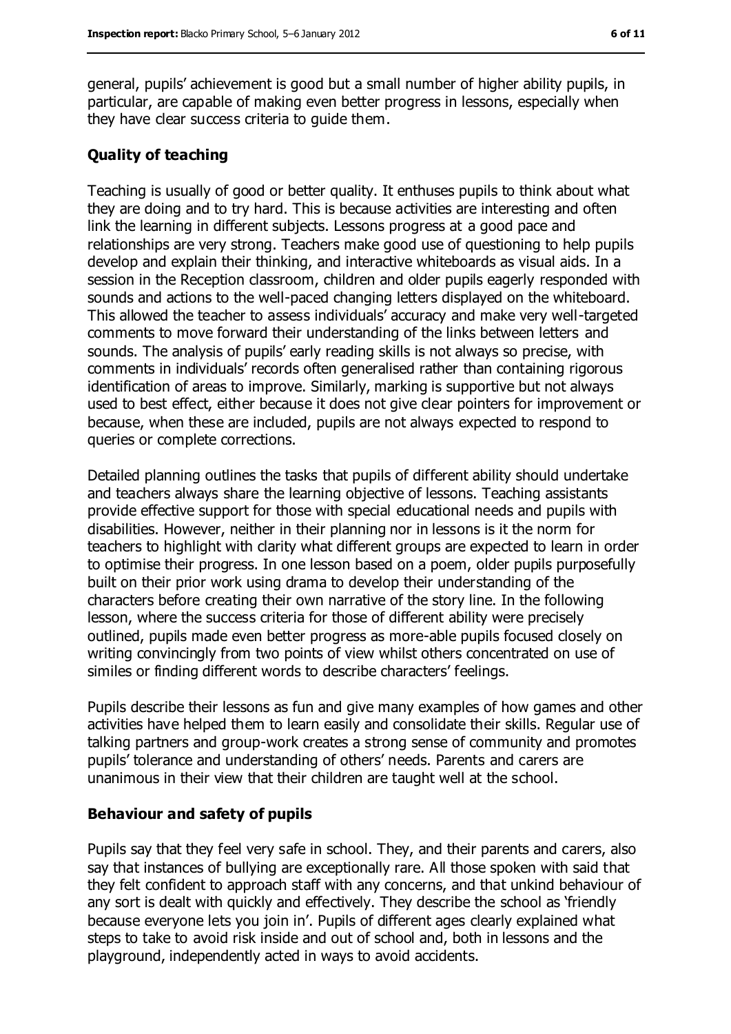general, pupils' achievement is good but a small number of higher ability pupils, in particular, are capable of making even better progress in lessons, especially when they have clear success criteria to guide them.

### Quality of teaching

Teaching is usually of good or better quality. It enthuses pupils to think about what they are doing and to try hard. This is because activities are interesting and often link the learning in different subjects. Lessons progress at a good pace and relationships are very strong. Teachers make good use of questioning to help pupils develop and explain their thinking, and interactive whiteboards as visual aids. In a session in the Reception classroom, children and older pupils eagerly responded with sounds and actions to the well-paced changing letters displayed on the whiteboard. This allowed the teacher to assess individuals' accuracy and make very well-targeted comments to move forward their understanding of the links between letters and sounds. The analysis of pupils' early reading skills is not always so precise, with comments in individuals' records often generalised rather than containing rigorous identification of areas to improve. Similarly, marking is supportive but not always used to best effect, either because it does not give clear pointers for improvement or because, when these are included, pupils are not always expected to respond to queries or complete corrections.

Detailed planning outlines the tasks that pupils of different ability should undertake and teachers always share the learning objective of lessons. Teaching assistants provide effective support for those with special educational needs and pupils with disabilities. However, neither in their planning nor in lessons is it the norm for teachers to highlight with clarity what different groups are expected to learn in order to optimise their progress. In one lesson based on a poem, older pupils purposefully built on their prior work using drama to develop their understanding of the characters before creating their own narrative of the story line. In the following lesson, where the success criteria for those of different ability were precisely outlined, pupils made even better progress as more-able pupils focused closely on writing convincingly from two points of view whilst others concentrated on use of similes or finding different words to describe characters' feelings.

Pupils describe their lessons as fun and give many examples of how games and other activities have helped them to learn easily and consolidate their skills. Regular use of talking partners and group-work creates a strong sense of community and promotes pupils' tolerance and understanding of others' needs. Parents and carers are unanimous in their view that their children are taught well at the school.

### Behaviour and safety of pupils

Pupils say that they feel very safe in school. They, and their parents and carers, also say that instances of bullying are exceptionally rare. All those spoken with said that they felt confident to approach staff with any concerns, and that unkind behaviour of any sort is dealt with quickly and effectively. They describe the school as 'friendly because everyone lets you join in'. Pupils of different ages clearly explained what steps to take to avoid risk inside and out of school and, both in lessons and the playground, independently acted in ways to avoid accidents.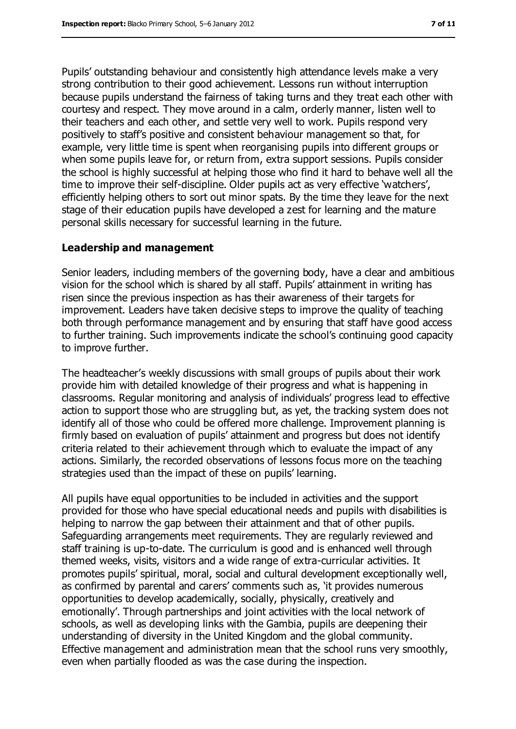Pupils' outstanding behaviour and consistently high attendance levels make a very strong contribution to their good achievement. Lessons run without interruption because pupils understand the fairness of taking turns and they treat each other with courtesy and respect. They move around in a calm, orderly manner, listen well to their teachers and each other, and settle very well to work. Pupils respond very positively to staff's positive and consistent behaviour management so that, for example, very little time is spent when reorganising pupils into different groups or when some pupils leave for, or return from, extra support sessions. Pupils consider the school is highly successful at helping those who find it hard to behave well all the time to improve their self-discipline. Older pupils act as very effective 'watchers', efficiently helping others to sort out minor spats. By the time they leave for the next stage of their education pupils have developed a zest for learning and the mature personal skills necessary for successful learning in the future.

### Leadership and management

Senior leaders, including members of the governing body, have a clear and ambitious vision for the school which is shared by all staff. Pupils' attainment in writing has risen since the previous inspection as has their awareness of their targets for improvement. Leaders have taken decisive steps to improve the quality of teaching both through performance management and by ensuring that staff have good access to further training. Such improvements indicate the school's continuing good capacity to improve further.

The headteacher's weekly discussions with small groups of pupils about their work provide him with detailed knowledge of their progress and what is happening in classrooms. Regular monitoring and analysis of individuals' progress lead to effective action to support those who are struggling but, as yet, the tracking system does not identify all of those who could be offered more challenge. Improvement planning is firmly based on evaluation of pupils' attainment and progress but does not identify criteria related to their achievement through which to evaluate the impact of any actions. Similarly, the recorded observations of lessons focus more on the teaching strategies used than the impact of these on pupils' learning.

All pupils have equal opportunities to be included in activities and the support provided for those who have special educational needs and pupils with disabilities is helping to narrow the gap between their attainment and that of other pupils. Safeguarding arrangements meet requirements. They are regularly reviewed and staff training is up-to-date. The curriculum is good and is enhanced well through themed weeks, visits, visitors and a wide range of extra-curricular activities. It promotes pupils' spiritual, moral, social and cultural development exceptionally well, as confirmed by parental and carers' comments such as, 'it provides numerous opportunities to develop academically, socially, physically, creatively and emotionally'. Through partnerships and joint activities with the local network of schools, as well as developing links with the Gambia, pupils are deepening their understanding of diversity in the United Kingdom and the global community. Effective management and administration mean that the school runs very smoothly, even when partially flooded as was the case during the inspection.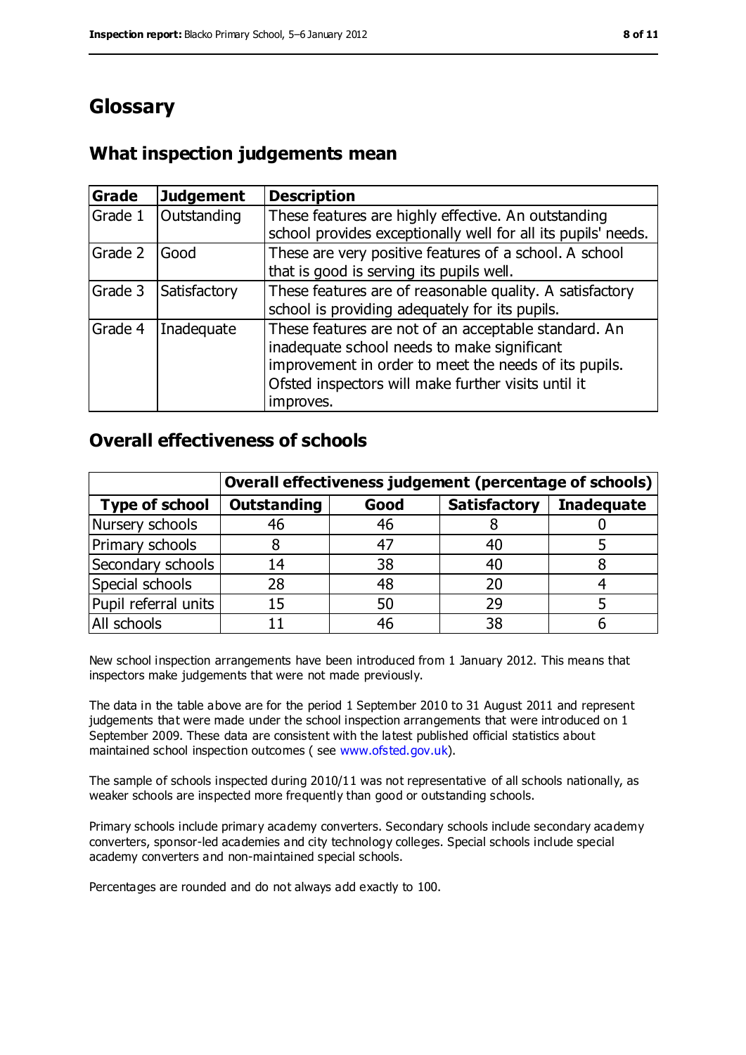# Glossary

## What inspection judgements mean

| Grade | Judgement | Description |
|---|---|---|
| Grade 1 | Outstanding | These features are highly effective. An outstanding school provides exceptionally well for all its pupils' needs. |
| Grade 2 | Good | These are very positive features of a school. A school that is good is serving its pupils well. |
| Grade 3 | Satisfactory | These features are of reasonable quality. A satisfactory school is providing adequately for its pupils. |
| Grade 4 | Inadequate | These features are not of an acceptable standard. An inadequate school needs to make significant improvement in order to meet the needs of its pupils. Ofsted inspectors will make further visits until it improves. |

## Overall effectiveness of schools

| | Overall effectiveness judgement (percentage of schools) | | | |
|---|---|---|---|---|
| **Type of school** | **Outstanding** | **Good** | **Satisfactory** | **Inadequate** |
| Nursery schools | 46 | 46 | 8 | 0 |
| Primary schools | 8 | 47 | 40 | 5 |
| Secondary schools | 14 | 38 | 40 | 8 |
| Special schools | 28 | 48 | 20 | 4 |
| Pupil referral units | 15 | 50 | 29 | 5 |
| All schools | 11 | 46 | 38 | 6 |

New school inspection arrangements have been introduced from 1 January 2012. This means that inspectors make judgements that were not made previously.

The data in the table above are for the period 1 September 2010 to 31 August 2011 and represent judgements that were made under the school inspection arrangements that were introduced on 1 September 2009. These data are consistent with the latest published official statistics about maintained school inspection outcomes ( see www.ofsted.gov.uk).

The sample of schools inspected during 2010/11 was not representative of all schools nationally, as weaker schools are inspected more frequently than good or outstanding schools.

Primary schools include primary academy converters. Secondary schools include secondary academy converters, sponsor-led academies and city technology colleges. Special schools include special academy converters and non-maintained special schools.

Percentages are rounded and do not always add exactly to 100.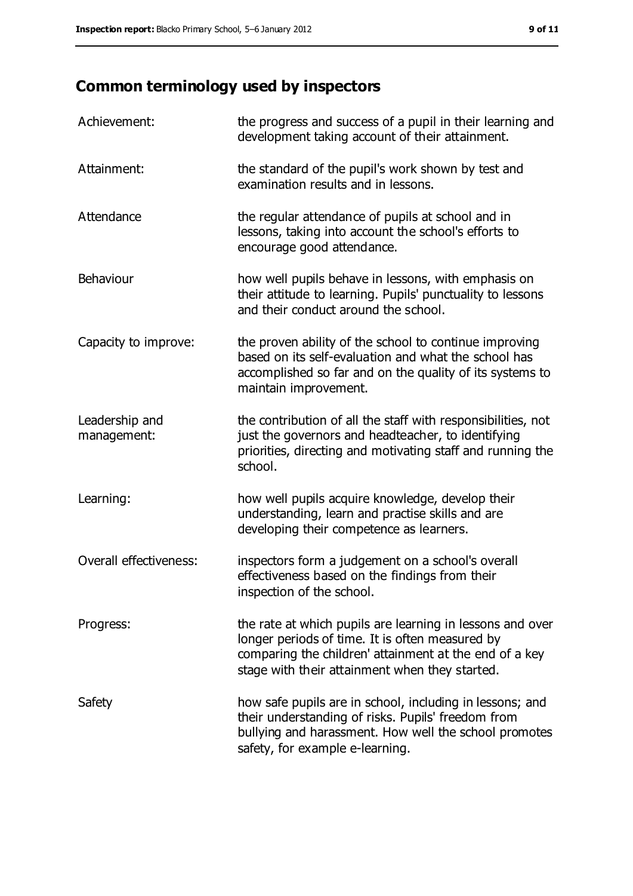## Common terminology used by inspectors

| | |
|---|---|
| Achievement: | the progress and success of a pupil in their learning and development taking account of their attainment. |
| Attainment: | the standard of the pupil's work shown by test and examination results and in lessons. |
| Attendance | the regular attendance of pupils at school and in lessons, taking into account the school's efforts to encourage good attendance. |
| Behaviour | how well pupils behave in lessons, with emphasis on their attitude to learning. Pupils' punctuality to lessons and their conduct around the school. |
| Capacity to improve: | the proven ability of the school to continue improving based on its self-evaluation and what the school has accomplished so far and on the quality of its systems to maintain improvement. |
| Leadership and management: | the contribution of all the staff with responsibilities, not just the governors and headteacher, to identifying priorities, directing and motivating staff and running the school. |
| Learning: | how well pupils acquire knowledge, develop their understanding, learn and practise skills and are developing their competence as learners. |
| Overall effectiveness: | inspectors form a judgement on a school's overall effectiveness based on the findings from their inspection of the school. |
| Progress: | the rate at which pupils are learning in lessons and over longer periods of time. It is often measured by comparing the children' attainment at the end of a key stage with their attainment when they started. |
| Safety | how safe pupils are in school, including in lessons; and their understanding of risks. Pupils' freedom from bullying and harassment. How well the school promotes safety, for example e-learning. |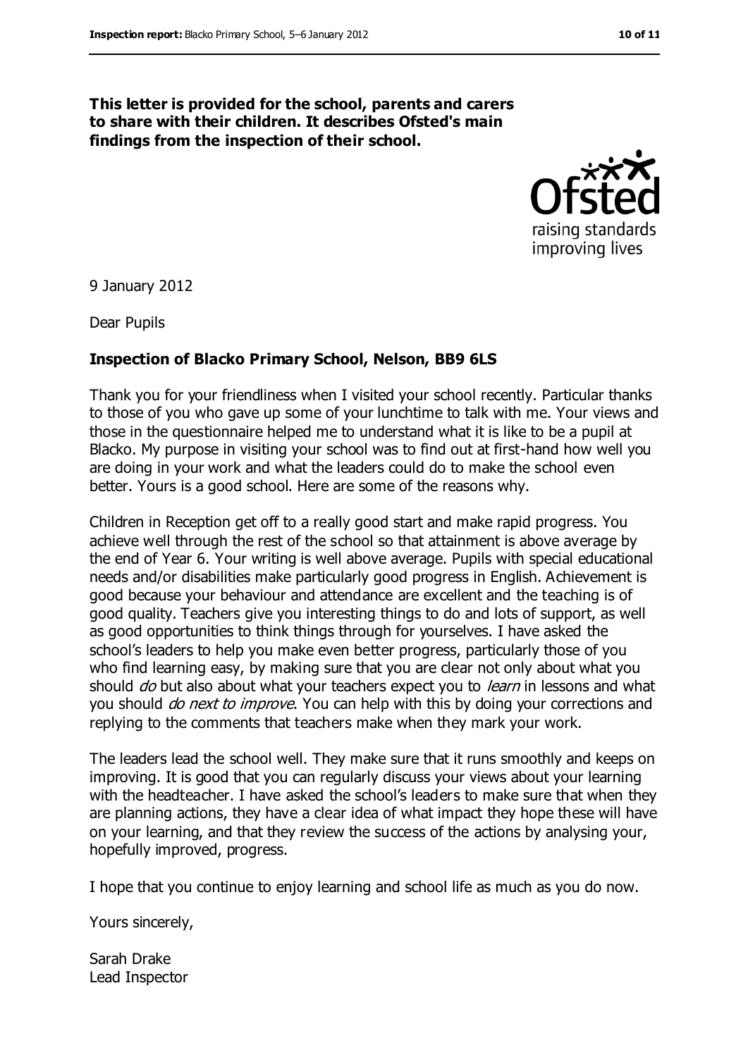**This letter is provided for the school, parents and carers to share with their children. It describes Ofsted's main findings from the inspection of their school.**

9 January 2012

Dear Pupils

**Inspection of Blacko Primary School, Nelson, BB9 6LS**

Thank you for your friendliness when I visited your school recently. Particular thanks to those of you who gave up some of your lunchtime to talk with me. Your views and those in the questionnaire helped me to understand what it is like to be a pupil at Blacko. My purpose in visiting your school was to find out at first-hand how well you are doing in your work and what the leaders could do to make the school even better. Yours is a good school. Here are some of the reasons why.

Children in Reception get off to a really good start and make rapid progress. You achieve well through the rest of the school so that attainment is above average by the end of Year 6. Your writing is well above average. Pupils with special educational needs and/or disabilities make particularly good progress in English. Achievement is good because your behaviour and attendance are excellent and the teaching is of good quality. Teachers give you interesting things to do and lots of support, as well as good opportunities to think things through for yourselves. I have asked the school's leaders to help you make even better progress, particularly those of you who find learning easy, by making sure that you are clear not only about what you should *do* but also about what your teachers expect you to *learn* in lessons and what you should *do next to improve*. You can help with this by doing your corrections and replying to the comments that teachers make when they mark your work.

The leaders lead the school well. They make sure that it runs smoothly and keeps on improving. It is good that you can regularly discuss your views about your learning with the headteacher. I have asked the school's leaders to make sure that when they are planning actions, they have a clear idea of what impact they hope these will have on your learning, and that they review the success of the actions by analysing your, hopefully improved, progress.

I hope that you continue to enjoy learning and school life as much as you do now.

Yours sincerely,

Sarah Drake
Lead Inspector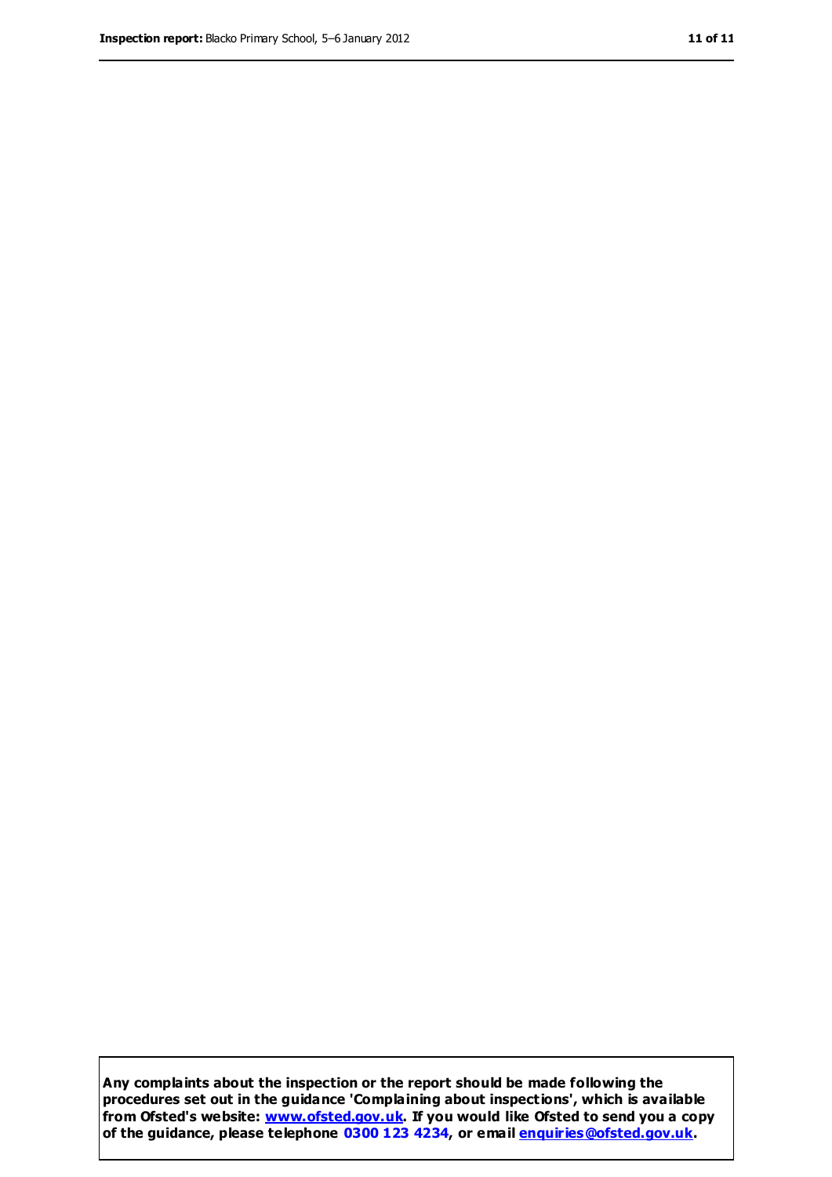**Any complaints about the inspection or the report should be made following the procedures set out in the guidance 'Complaining about inspections', which is available from Ofsted's website: [www.ofsted.gov.uk](http://www.ofsted.gov.uk). If you would like Ofsted to send you a copy of the guidance, please telephone 0300 123 4234, or email [enquiries@ofsted.gov.uk](mailto:enquiries@ofsted.gov.uk).**